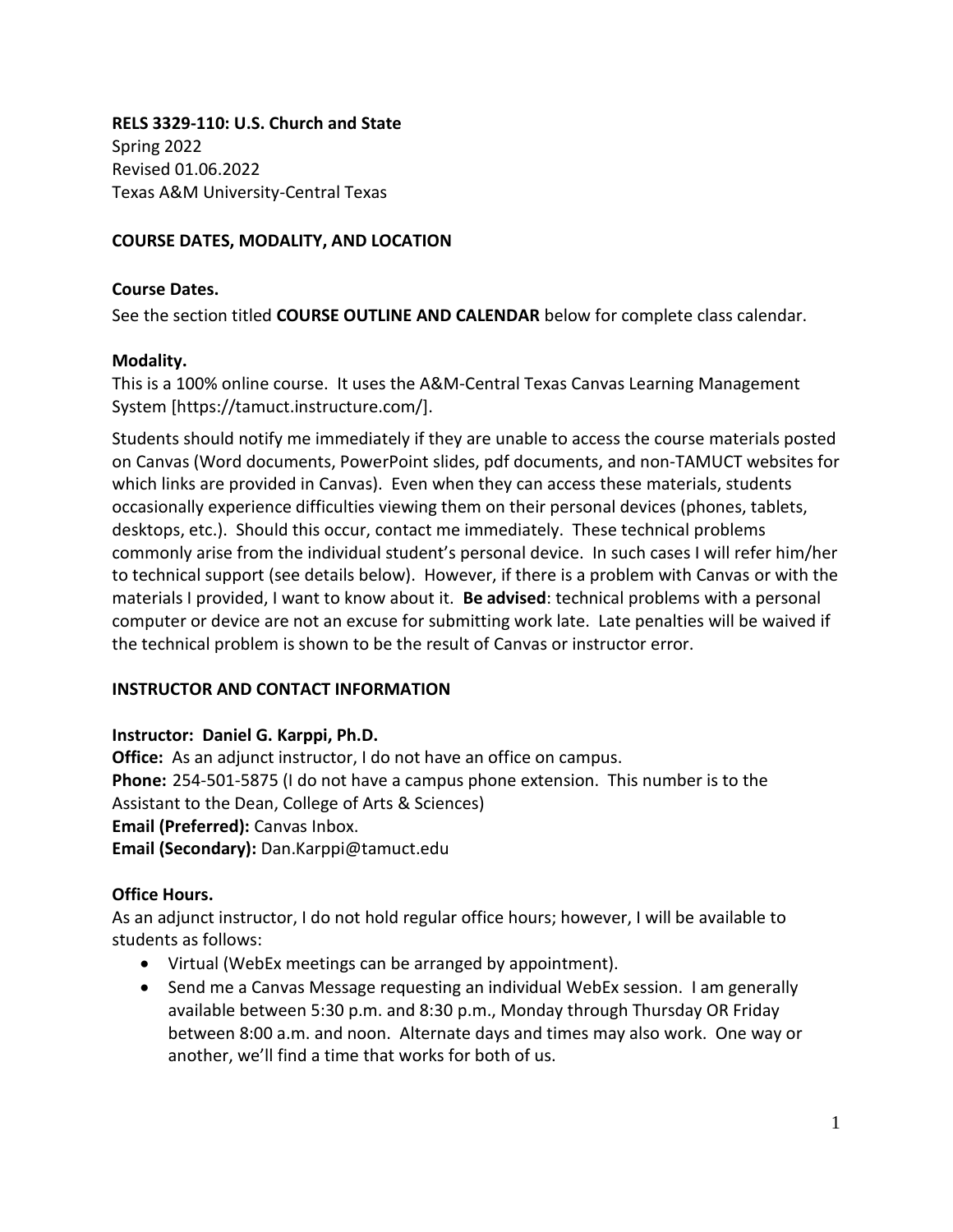**RELS 3329-110: U.S. Church and State**
Spring 2022
Revised 01.06.2022
Texas A&M University-Central Texas

## COURSE DATES, MODALITY, AND LOCATION

### Course Dates.

See the section titled **COURSE OUTLINE AND CALENDAR** below for complete class calendar.

### Modality.

This is a 100% online course. It uses the A&M-Central Texas Canvas Learning Management System [https://tamuct.instructure.com/].

Students should notify me immediately if they are unable to access the course materials posted on Canvas (Word documents, PowerPoint slides, pdf documents, and non-TAMUCT websites for which links are provided in Canvas). Even when they can access these materials, students occasionally experience difficulties viewing them on their personal devices (phones, tablets, desktops, etc.). Should this occur, contact me immediately. These technical problems commonly arise from the individual student's personal device. In such cases I will refer him/her to technical support (see details below). However, if there is a problem with Canvas or with the materials I provided, I want to know about it. **Be advised**: technical problems with a personal computer or device are not an excuse for submitting work late. Late penalties will be waived if the technical problem is shown to be the result of Canvas or instructor error.

## INSTRUCTOR AND CONTACT INFORMATION

**Instructor: Daniel G. Karppi, Ph.D.**
**Office:** As an adjunct instructor, I do not have an office on campus.
**Phone:** 254-501-5875 (I do not have a campus phone extension. This number is to the Assistant to the Dean, College of Arts & Sciences)
**Email (Preferred):** Canvas Inbox.
**Email (Secondary):** Dan.Karppi@tamuct.edu

### Office Hours.

As an adjunct instructor, I do not hold regular office hours; however, I will be available to students as follows:

- Virtual (WebEx meetings can be arranged by appointment).
- Send me a Canvas Message requesting an individual WebEx session. I am generally available between 5:30 p.m. and 8:30 p.m., Monday through Thursday OR Friday between 8:00 a.m. and noon. Alternate days and times may also work. One way or another, we'll find a time that works for both of us.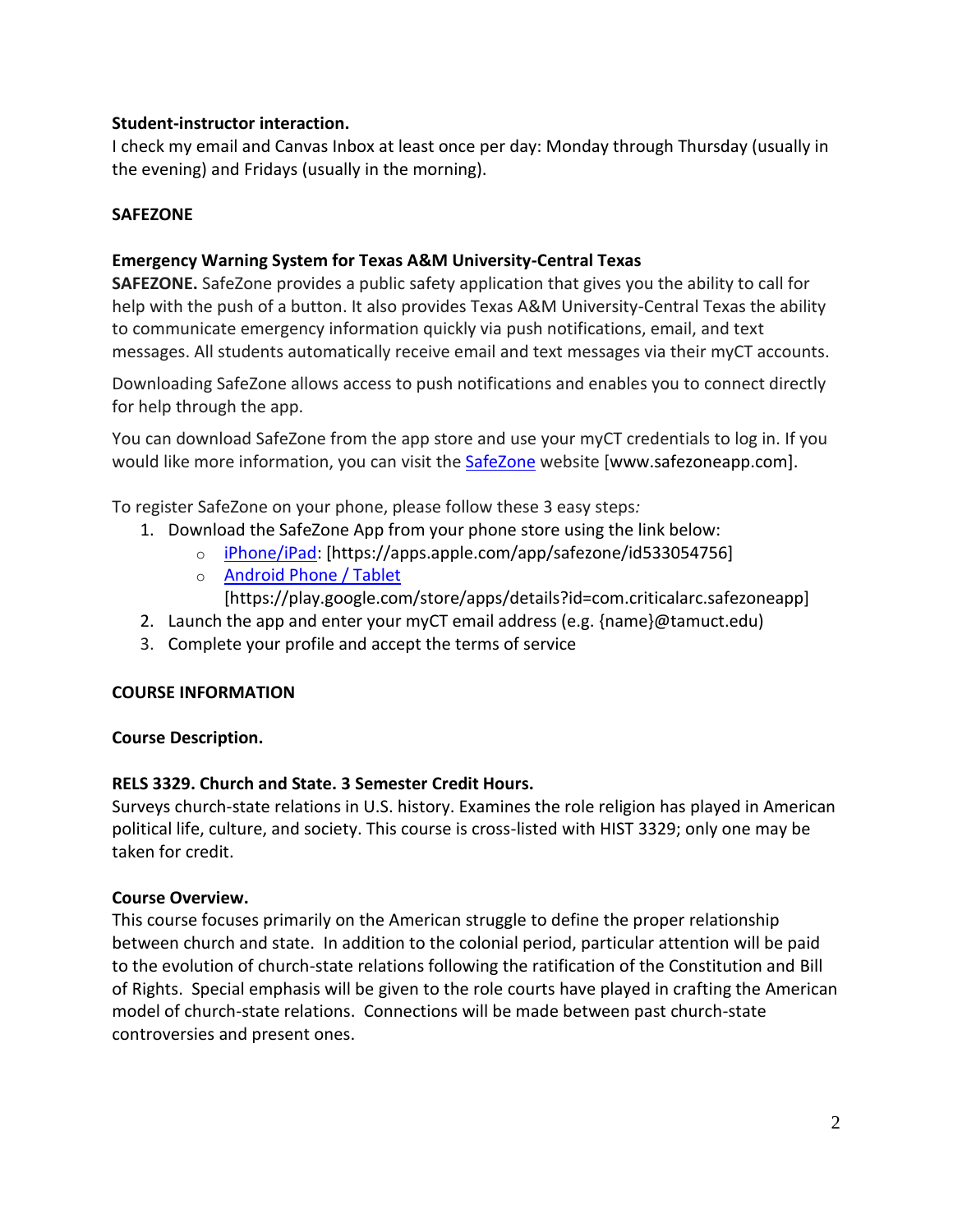**Student-instructor interaction.**
I check my email and Canvas Inbox at least once per day: Monday through Thursday (usually in the evening) and Fridays (usually in the morning).

## SAFEZONE

### Emergency Warning System for Texas A&M University-Central Texas

**SAFEZONE.** SafeZone provides a public safety application that gives you the ability to call for help with the push of a button. It also provides Texas A&M University-Central Texas the ability to communicate emergency information quickly via push notifications, email, and text messages. All students automatically receive email and text messages via their myCT accounts.

Downloading SafeZone allows access to push notifications and enables you to connect directly for help through the app.

You can download SafeZone from the app store and use your myCT credentials to log in. If you would like more information, you can visit the SafeZone website [www.safezoneapp.com].

To register SafeZone on your phone, please follow these 3 easy steps*:*

1. Download the SafeZone App from your phone store using the link below:
   - iPhone/iPad: [https://apps.apple.com/app/safezone/id533054756]
   - Android Phone / Tablet [https://play.google.com/store/apps/details?id=com.criticalarc.safezoneapp]
2. Launch the app and enter your myCT email address (e.g. {name}@tamuct.edu)
3. Complete your profile and accept the terms of service

## COURSE INFORMATION

**Course Description.**

**RELS 3329. Church and State. 3 Semester Credit Hours.**
Surveys church-state relations in U.S. history. Examines the role religion has played in American political life, culture, and society. This course is cross-listed with HIST 3329; only one may be taken for credit.

**Course Overview.**
This course focuses primarily on the American struggle to define the proper relationship between church and state. In addition to the colonial period, particular attention will be paid to the evolution of church-state relations following the ratification of the Constitution and Bill of Rights. Special emphasis will be given to the role courts have played in crafting the American model of church-state relations. Connections will be made between past church-state controversies and present ones.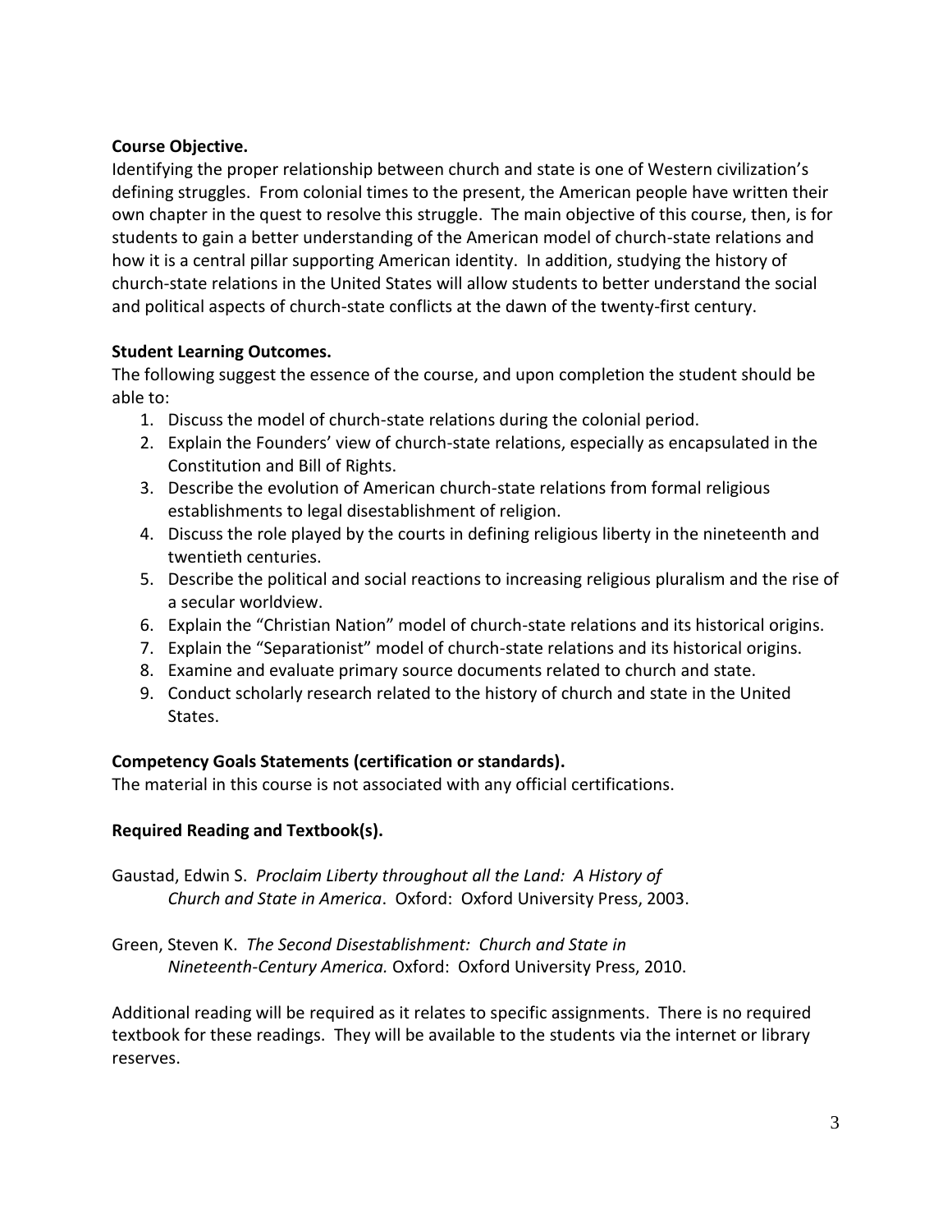**Course Objective.**

Identifying the proper relationship between church and state is one of Western civilization's defining struggles. From colonial times to the present, the American people have written their own chapter in the quest to resolve this struggle. The main objective of this course, then, is for students to gain a better understanding of the American model of church-state relations and how it is a central pillar supporting American identity. In addition, studying the history of church-state relations in the United States will allow students to better understand the social and political aspects of church-state conflicts at the dawn of the twenty-first century.

**Student Learning Outcomes.**

The following suggest the essence of the course, and upon completion the student should be able to:

1. Discuss the model of church-state relations during the colonial period.
2. Explain the Founders' view of church-state relations, especially as encapsulated in the Constitution and Bill of Rights.
3. Describe the evolution of American church-state relations from formal religious establishments to legal disestablishment of religion.
4. Discuss the role played by the courts in defining religious liberty in the nineteenth and twentieth centuries.
5. Describe the political and social reactions to increasing religious pluralism and the rise of a secular worldview.
6. Explain the "Christian Nation" model of church-state relations and its historical origins.
7. Explain the "Separationist" model of church-state relations and its historical origins.
8. Examine and evaluate primary source documents related to church and state.
9. Conduct scholarly research related to the history of church and state in the United States.

**Competency Goals Statements (certification or standards).**

The material in this course is not associated with any official certifications.

**Required Reading and Textbook(s).**

Gaustad, Edwin S. *Proclaim Liberty throughout all the Land: A History of Church and State in America*. Oxford: Oxford University Press, 2003.

Green, Steven K. *The Second Disestablishment: Church and State in Nineteenth-Century America.* Oxford: Oxford University Press, 2010.

Additional reading will be required as it relates to specific assignments. There is no required textbook for these readings. They will be available to the students via the internet or library reserves.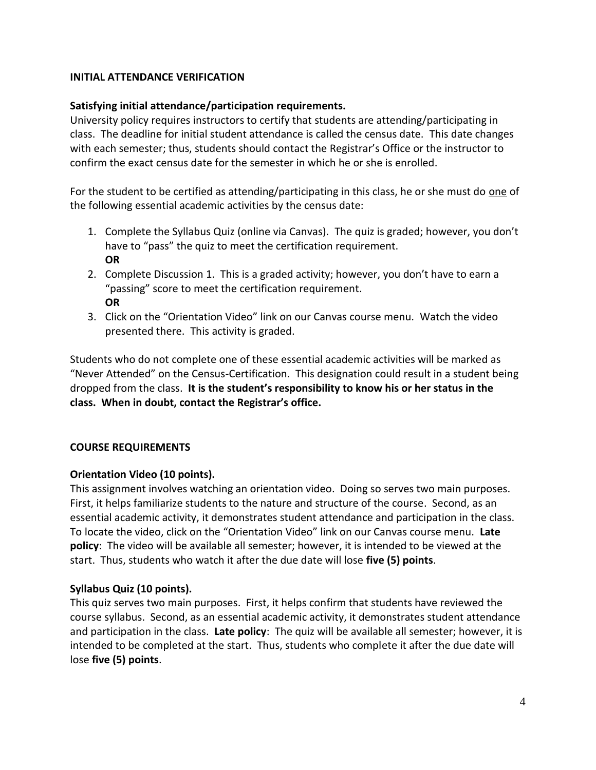## INITIAL ATTENDANCE VERIFICATION

**Satisfying initial attendance/participation requirements.**
University policy requires instructors to certify that students are attending/participating in class. The deadline for initial student attendance is called the census date. This date changes with each semester; thus, students should contact the Registrar's Office or the instructor to confirm the exact census date for the semester in which he or she is enrolled.

For the student to be certified as attending/participating in this class, he or she must do <u>one</u> of the following essential academic activities by the census date:

1. Complete the Syllabus Quiz (online via Canvas). The quiz is graded; however, you don't have to "pass" the quiz to meet the certification requirement.
   **OR**
2. Complete Discussion 1. This is a graded activity; however, you don't have to earn a "passing" score to meet the certification requirement.
   **OR**
3. Click on the "Orientation Video" link on our Canvas course menu. Watch the video presented there. This activity is graded.

Students who do not complete one of these essential academic activities will be marked as "Never Attended" on the Census-Certification. This designation could result in a student being dropped from the class. **It is the student's responsibility to know his or her status in the class. When in doubt, contact the Registrar's office.**

## COURSE REQUIREMENTS

**Orientation Video (10 points).**
This assignment involves watching an orientation video. Doing so serves two main purposes. First, it helps familiarize students to the nature and structure of the course. Second, as an essential academic activity, it demonstrates student attendance and participation in the class. To locate the video, click on the "Orientation Video" link on our Canvas course menu. **Late policy**: The video will be available all semester; however, it is intended to be viewed at the start. Thus, students who watch it after the due date will lose **five (5) points**.

**Syllabus Quiz (10 points).**
This quiz serves two main purposes. First, it helps confirm that students have reviewed the course syllabus. Second, as an essential academic activity, it demonstrates student attendance and participation in the class. **Late policy**: The quiz will be available all semester; however, it is intended to be completed at the start. Thus, students who complete it after the due date will lose **five (5) points**.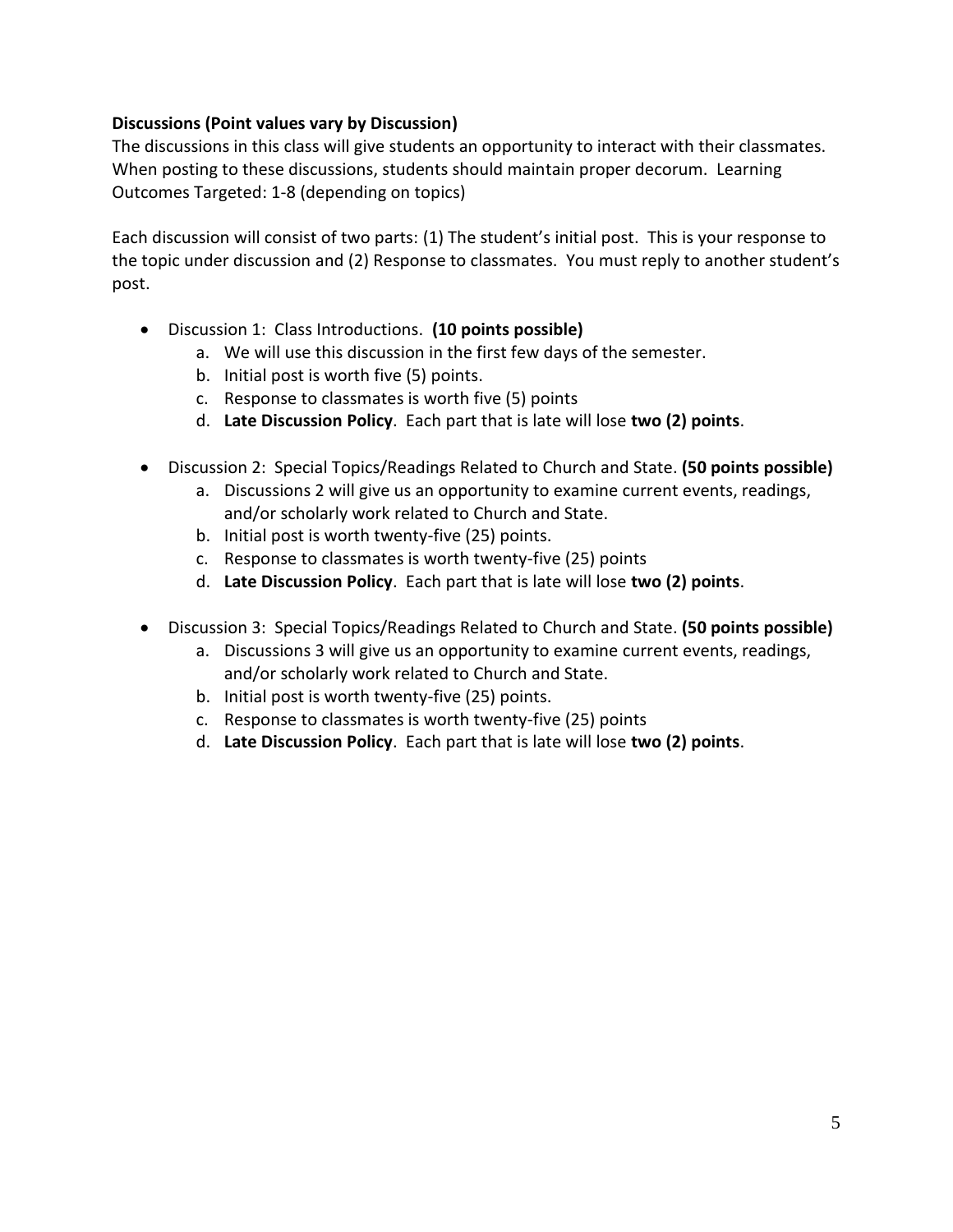**Discussions (Point values vary by Discussion)**

The discussions in this class will give students an opportunity to interact with their classmates. When posting to these discussions, students should maintain proper decorum. Learning Outcomes Targeted: 1-8 (depending on topics)

Each discussion will consist of two parts: (1) The student's initial post. This is your response to the topic under discussion and (2) Response to classmates. You must reply to another student's post.

- Discussion 1: Class Introductions. **(10 points possible)**
  a. We will use this discussion in the first few days of the semester.
  b. Initial post is worth five (5) points.
  c. Response to classmates is worth five (5) points
  d. **Late Discussion Policy**. Each part that is late will lose **two (2) points**.

- Discussion 2: Special Topics/Readings Related to Church and State. **(50 points possible)**
  a. Discussions 2 will give us an opportunity to examine current events, readings, and/or scholarly work related to Church and State.
  b. Initial post is worth twenty-five (25) points.
  c. Response to classmates is worth twenty-five (25) points
  d. **Late Discussion Policy**. Each part that is late will lose **two (2) points**.

- Discussion 3: Special Topics/Readings Related to Church and State. **(50 points possible)**
  a. Discussions 3 will give us an opportunity to examine current events, readings, and/or scholarly work related to Church and State.
  b. Initial post is worth twenty-five (25) points.
  c. Response to classmates is worth twenty-five (25) points
  d. **Late Discussion Policy**. Each part that is late will lose **two (2) points**.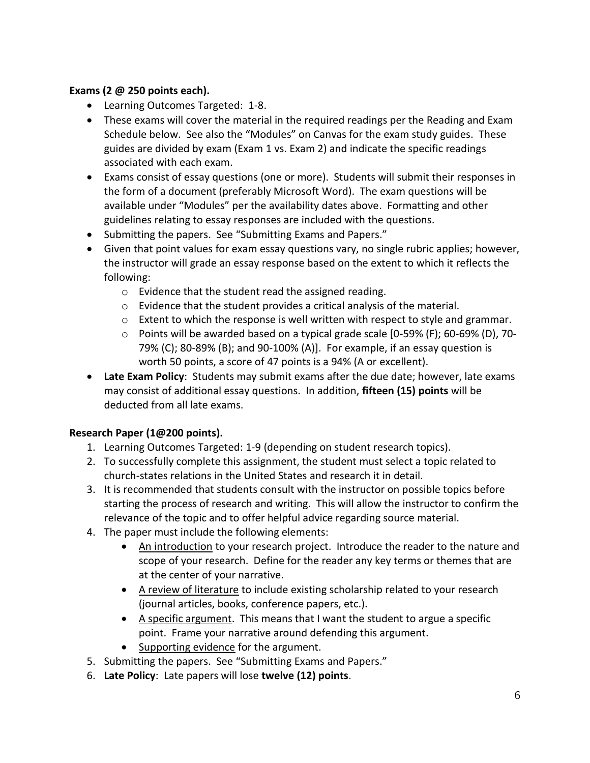**Exams (2 @ 250 points each).**

- Learning Outcomes Targeted: 1-8.
- These exams will cover the material in the required readings per the Reading and Exam Schedule below. See also the "Modules" on Canvas for the exam study guides. These guides are divided by exam (Exam 1 vs. Exam 2) and indicate the specific readings associated with each exam.
- Exams consist of essay questions (one or more). Students will submit their responses in the form of a document (preferably Microsoft Word). The exam questions will be available under "Modules" per the availability dates above. Formatting and other guidelines relating to essay responses are included with the questions.
- Submitting the papers. See "Submitting Exams and Papers."
- Given that point values for exam essay questions vary, no single rubric applies; however, the instructor will grade an essay response based on the extent to which it reflects the following:
    - Evidence that the student read the assigned reading.
    - Evidence that the student provides a critical analysis of the material.
    - Extent to which the response is well written with respect to style and grammar.
    - Points will be awarded based on a typical grade scale [0-59% (F); 60-69% (D), 70-79% (C); 80-89% (B); and 90-100% (A)]. For example, if an essay question is worth 50 points, a score of 47 points is a 94% (A or excellent).
- **Late Exam Policy**: Students may submit exams after the due date; however, late exams may consist of additional essay questions. In addition, **fifteen (15) points** will be deducted from all late exams.

**Research Paper (1@200 points).**

1. Learning Outcomes Targeted: 1-9 (depending on student research topics).
2. To successfully complete this assignment, the student must select a topic related to church-states relations in the United States and research it in detail.
3. It is recommended that students consult with the instructor on possible topics before starting the process of research and writing. This will allow the instructor to confirm the relevance of the topic and to offer helpful advice regarding source material.
4. The paper must include the following elements:
    - <u>An introduction</u> to your research project. Introduce the reader to the nature and scope of your research. Define for the reader any key terms or themes that are at the center of your narrative.
    - <u>A review of literature</u> to include existing scholarship related to your research (journal articles, books, conference papers, etc.).
    - <u>A specific argument</u>. This means that I want the student to argue a specific point. Frame your narrative around defending this argument.
    - <u>Supporting evidence</u> for the argument.
5. Submitting the papers. See "Submitting Exams and Papers."
6. **Late Policy**: Late papers will lose **twelve (12) points**.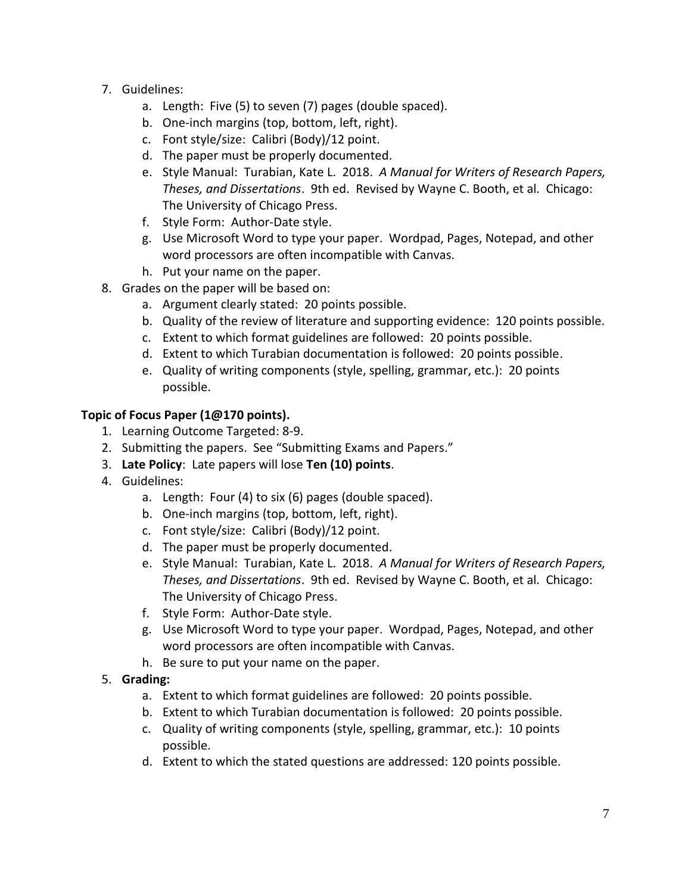7. Guidelines:
    a. Length: Five (5) to seven (7) pages (double spaced).
    b. One-inch margins (top, bottom, left, right).
    c. Font style/size: Calibri (Body)/12 point.
    d. The paper must be properly documented.
    e. Style Manual: Turabian, Kate L. 2018. *A Manual for Writers of Research Papers, Theses, and Dissertations*. 9th ed. Revised by Wayne C. Booth, et al. Chicago: The University of Chicago Press.
    f. Style Form: Author-Date style.
    g. Use Microsoft Word to type your paper. Wordpad, Pages, Notepad, and other word processors are often incompatible with Canvas.
    h. Put your name on the paper.
8. Grades on the paper will be based on:
    a. Argument clearly stated: 20 points possible.
    b. Quality of the review of literature and supporting evidence: 120 points possible.
    c. Extent to which format guidelines are followed: 20 points possible.
    d. Extent to which Turabian documentation is followed: 20 points possible.
    e. Quality of writing components (style, spelling, grammar, etc.): 20 points possible.

**Topic of Focus Paper (1@170 points).**

1. Learning Outcome Targeted: 8-9.
2. Submitting the papers. See "Submitting Exams and Papers."
3. **Late Policy**: Late papers will lose **Ten (10) points**.
4. Guidelines:
    a. Length: Four (4) to six (6) pages (double spaced).
    b. One-inch margins (top, bottom, left, right).
    c. Font style/size: Calibri (Body)/12 point.
    d. The paper must be properly documented.
    e. Style Manual: Turabian, Kate L. 2018. *A Manual for Writers of Research Papers, Theses, and Dissertations*. 9th ed. Revised by Wayne C. Booth, et al. Chicago: The University of Chicago Press.
    f. Style Form: Author-Date style.
    g. Use Microsoft Word to type your paper. Wordpad, Pages, Notepad, and other word processors are often incompatible with Canvas.
    h. Be sure to put your name on the paper.
5. **Grading:**
    a. Extent to which format guidelines are followed: 20 points possible.
    b. Extent to which Turabian documentation is followed: 20 points possible.
    c. Quality of writing components (style, spelling, grammar, etc.): 10 points possible.
    d. Extent to which the stated questions are addressed: 120 points possible.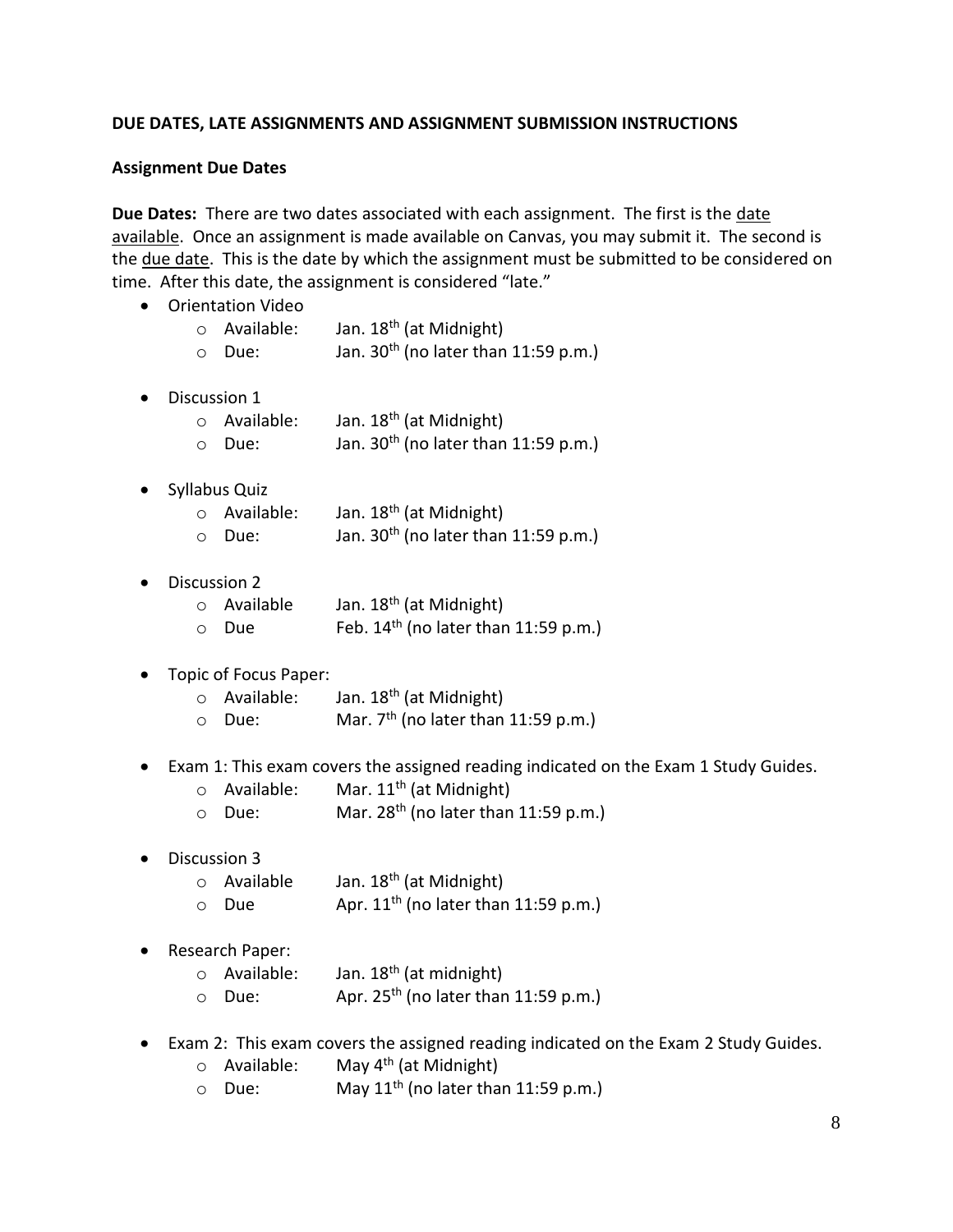**DUE DATES, LATE ASSIGNMENTS AND ASSIGNMENT SUBMISSION INSTRUCTIONS**

**Assignment Due Dates**

**Due Dates:** There are two dates associated with each assignment. The first is the <u>date available</u>. Once an assignment is made available on Canvas, you may submit it. The second is the <u>due date</u>. This is the date by which the assignment must be submitted to be considered on time. After this date, the assignment is considered "late."

- Orientation Video
  - Available: Jan. 18th (at Midnight)
  - Due: Jan. 30th (no later than 11:59 p.m.)
- Discussion 1
  - Available: Jan. 18th (at Midnight)
  - Due: Jan. 30th (no later than 11:59 p.m.)
- Syllabus Quiz
  - Available: Jan. 18th (at Midnight)
  - Due: Jan. 30th (no later than 11:59 p.m.)
- Discussion 2
  - Available Jan. 18th (at Midnight)
  - Due Feb. 14th (no later than 11:59 p.m.)
- Topic of Focus Paper:
  - Available: Jan. 18th (at Midnight)
  - Due: Mar. 7th (no later than 11:59 p.m.)
- Exam 1: This exam covers the assigned reading indicated on the Exam 1 Study Guides.
  - Available: Mar. 11th (at Midnight)
  - Due: Mar. 28th (no later than 11:59 p.m.)
- Discussion 3
  - Available Jan. 18th (at Midnight)
  - Due Apr. 11th (no later than 11:59 p.m.)
- Research Paper:
  - Available: Jan. 18th (at midnight)
  - Due: Apr. 25th (no later than 11:59 p.m.)
- Exam 2: This exam covers the assigned reading indicated on the Exam 2 Study Guides.
  - Available: May 4th (at Midnight)
  - Due: May 11th (no later than 11:59 p.m.)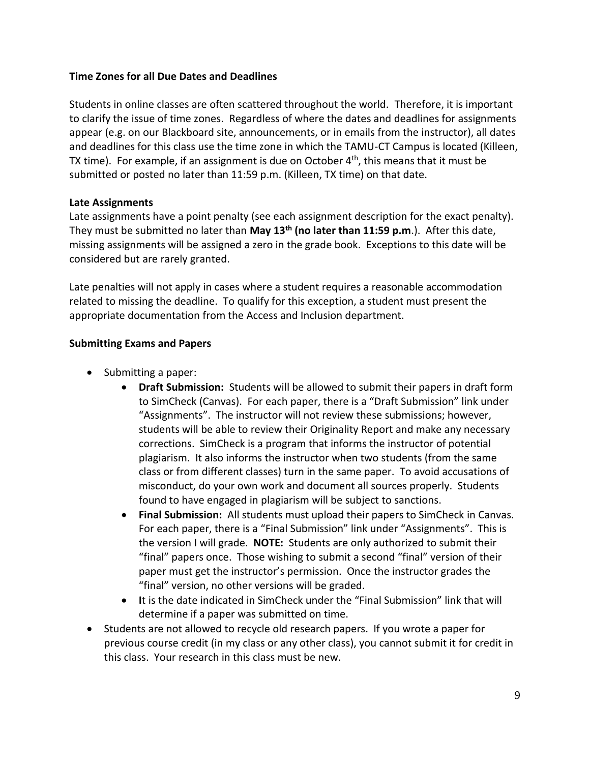**Time Zones for all Due Dates and Deadlines**

Students in online classes are often scattered throughout the world. Therefore, it is important to clarify the issue of time zones. Regardless of where the dates and deadlines for assignments appear (e.g. on our Blackboard site, announcements, or in emails from the instructor), all dates and deadlines for this class use the time zone in which the TAMU-CT Campus is located (Killeen, TX time). For example, if an assignment is due on October 4th, this means that it must be submitted or posted no later than 11:59 p.m. (Killeen, TX time) on that date.

**Late Assignments**

Late assignments have a point penalty (see each assignment description for the exact penalty). They must be submitted no later than **May 13th (no later than 11:59 p.m**.). After this date, missing assignments will be assigned a zero in the grade book. Exceptions to this date will be considered but are rarely granted.

Late penalties will not apply in cases where a student requires a reasonable accommodation related to missing the deadline. To qualify for this exception, a student must present the appropriate documentation from the Access and Inclusion department.

**Submitting Exams and Papers**

- Submitting a paper:
    - **Draft Submission:** Students will be allowed to submit their papers in draft form to SimCheck (Canvas). For each paper, there is a "Draft Submission" link under "Assignments". The instructor will not review these submissions; however, students will be able to review their Originality Report and make any necessary corrections. SimCheck is a program that informs the instructor of potential plagiarism. It also informs the instructor when two students (from the same class or from different classes) turn in the same paper. To avoid accusations of misconduct, do your own work and document all sources properly. Students found to have engaged in plagiarism will be subject to sanctions.
    - **Final Submission:** All students must upload their papers to SimCheck in Canvas. For each paper, there is a "Final Submission" link under "Assignments". This is the version I will grade. **NOTE:** Students are only authorized to submit their "final" papers once. Those wishing to submit a second "final" version of their paper must get the instructor's permission. Once the instructor grades the "final" version, no other versions will be graded.
    - **I**t is the date indicated in SimCheck under the "Final Submission" link that will determine if a paper was submitted on time.
- Students are not allowed to recycle old research papers. If you wrote a paper for previous course credit (in my class or any other class), you cannot submit it for credit in this class. Your research in this class must be new.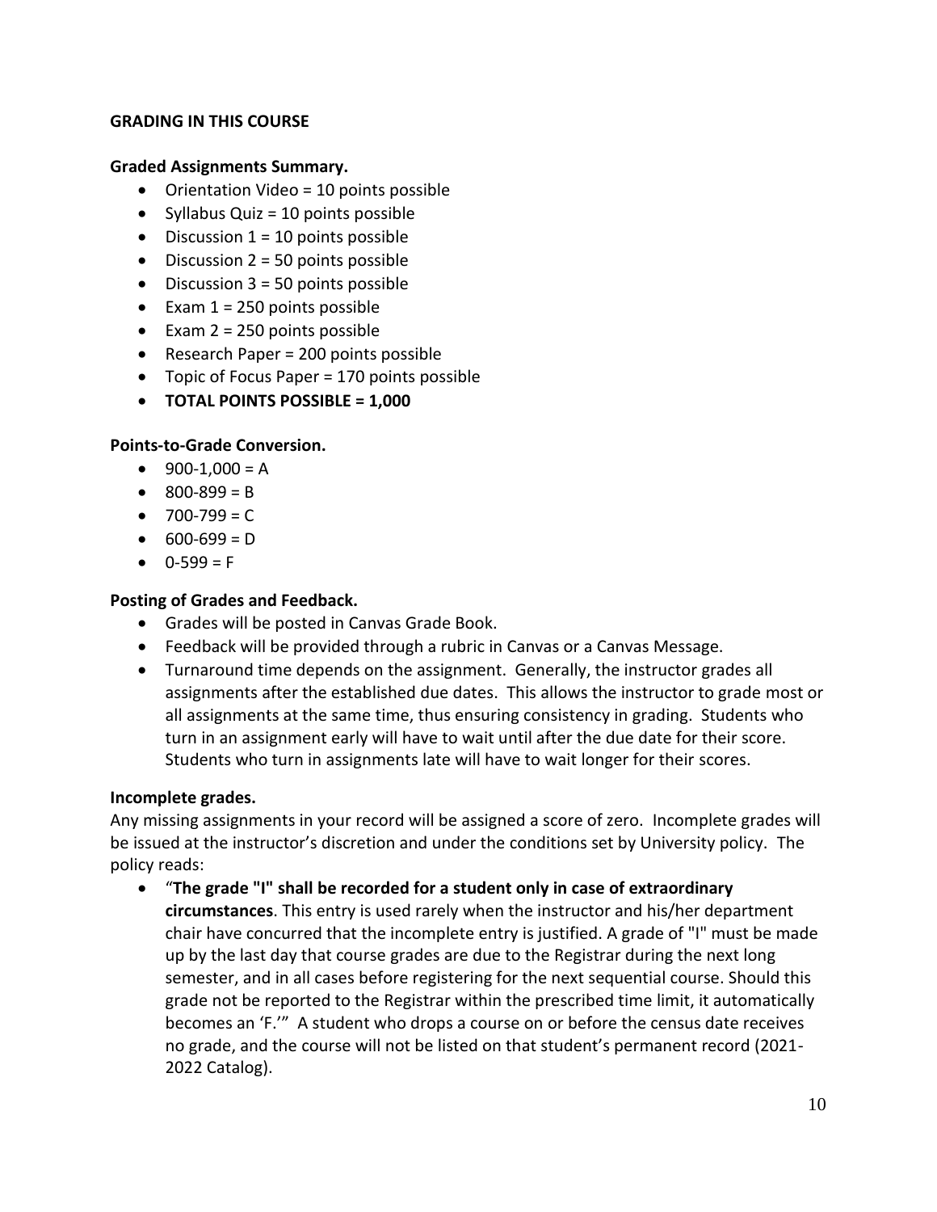## GRADING IN THIS COURSE

**Graded Assignments Summary.**

- Orientation Video = 10 points possible
- Syllabus Quiz = 10 points possible
- Discussion 1 = 10 points possible
- Discussion 2 = 50 points possible
- Discussion 3 = 50 points possible
- Exam 1 = 250 points possible
- Exam 2 = 250 points possible
- Research Paper = 200 points possible
- Topic of Focus Paper = 170 points possible
- **TOTAL POINTS POSSIBLE = 1,000**

**Points-to-Grade Conversion.**

- 900-1,000 = A
- 800-899 = B
- 700-799 = C
- 600-699 = D
- 0-599 = F

**Posting of Grades and Feedback.**

- Grades will be posted in Canvas Grade Book.
- Feedback will be provided through a rubric in Canvas or a Canvas Message.
- Turnaround time depends on the assignment. Generally, the instructor grades all assignments after the established due dates. This allows the instructor to grade most or all assignments at the same time, thus ensuring consistency in grading. Students who turn in an assignment early will have to wait until after the due date for their score. Students who turn in assignments late will have to wait longer for their scores.

**Incomplete grades.**

Any missing assignments in your record will be assigned a score of zero. Incomplete grades will be issued at the instructor's discretion and under the conditions set by University policy. The policy reads:

- "**The grade "I" shall be recorded for a student only in case of extraordinary circumstances**. This entry is used rarely when the instructor and his/her department chair have concurred that the incomplete entry is justified. A grade of "I" must be made up by the last day that course grades are due to the Registrar during the next long semester, and in all cases before registering for the next sequential course. Should this grade not be reported to the Registrar within the prescribed time limit, it automatically becomes an 'F.'" A student who drops a course on or before the census date receives no grade, and the course will not be listed on that student's permanent record (2021-2022 Catalog).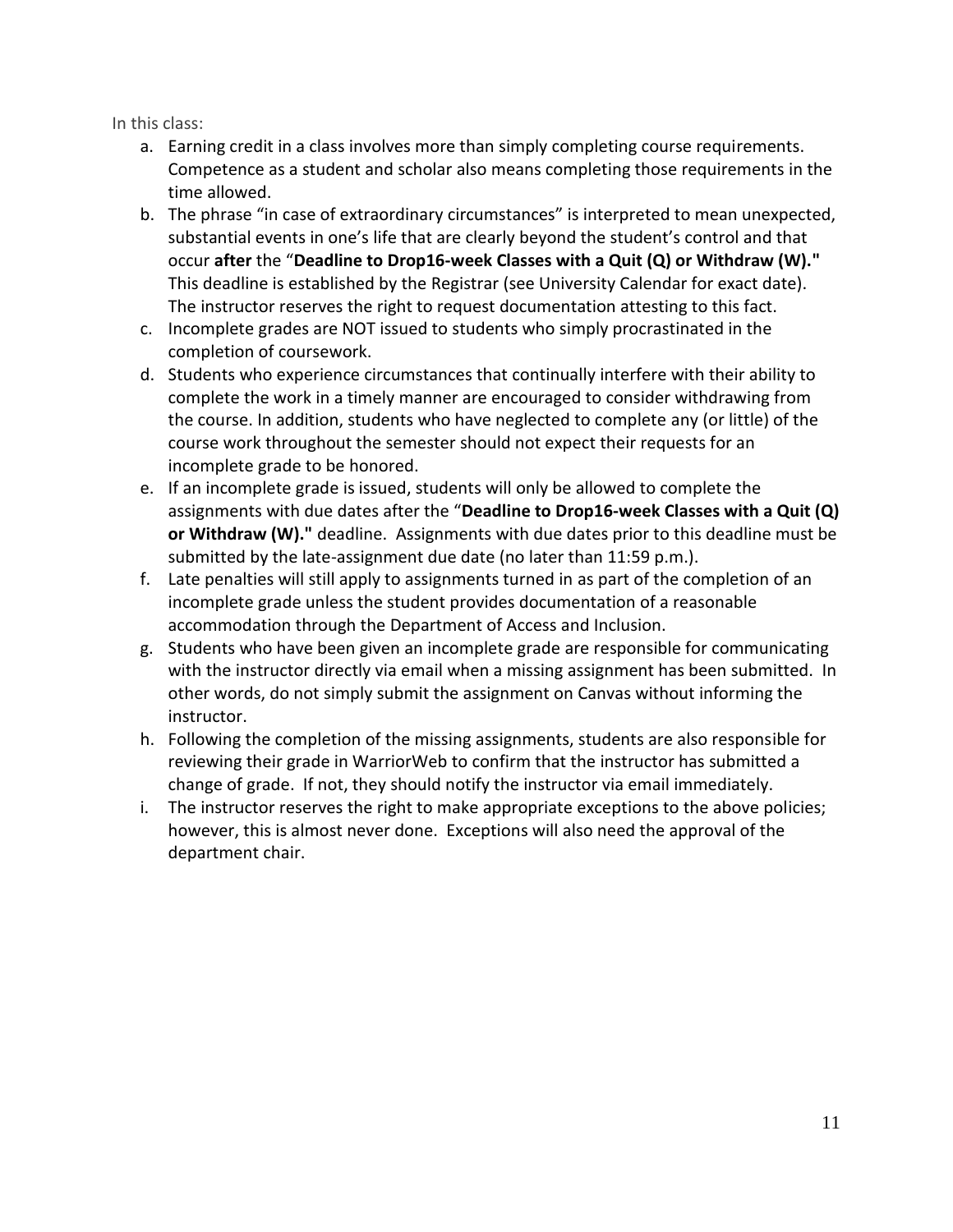In this class:

a. Earning credit in a class involves more than simply completing course requirements. Competence as a student and scholar also means completing those requirements in the time allowed.
b. The phrase "in case of extraordinary circumstances" is interpreted to mean unexpected, substantial events in one's life that are clearly beyond the student's control and that occur **after** the "**Deadline to Drop16-week Classes with a Quit (Q) or Withdraw (W).**" This deadline is established by the Registrar (see University Calendar for exact date). The instructor reserves the right to request documentation attesting to this fact.
c. Incomplete grades are NOT issued to students who simply procrastinated in the completion of coursework.
d. Students who experience circumstances that continually interfere with their ability to complete the work in a timely manner are encouraged to consider withdrawing from the course. In addition, students who have neglected to complete any (or little) of the course work throughout the semester should not expect their requests for an incomplete grade to be honored.
e. If an incomplete grade is issued, students will only be allowed to complete the assignments with due dates after the "**Deadline to Drop16-week Classes with a Quit (Q) or Withdraw (W).**" deadline. Assignments with due dates prior to this deadline must be submitted by the late-assignment due date (no later than 11:59 p.m.).
f. Late penalties will still apply to assignments turned in as part of the completion of an incomplete grade unless the student provides documentation of a reasonable accommodation through the Department of Access and Inclusion.
g. Students who have been given an incomplete grade are responsible for communicating with the instructor directly via email when a missing assignment has been submitted. In other words, do not simply submit the assignment on Canvas without informing the instructor.
h. Following the completion of the missing assignments, students are also responsible for reviewing their grade in WarriorWeb to confirm that the instructor has submitted a change of grade. If not, they should notify the instructor via email immediately.
i. The instructor reserves the right to make appropriate exceptions to the above policies; however, this is almost never done. Exceptions will also need the approval of the department chair.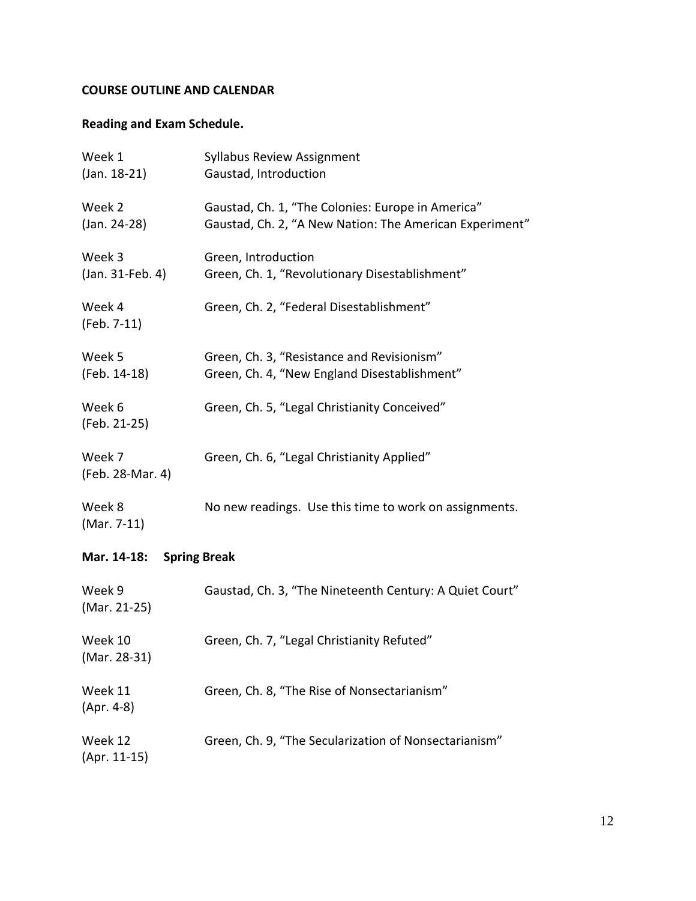**COURSE OUTLINE AND CALENDAR**

**Reading and Exam Schedule.**

| Week | Readings |
|---|---|
| Week 1 (Jan. 18-21) | Syllabus Review Assignment<br>Gaustad, Introduction |
| Week 2 (Jan. 24-28) | Gaustad, Ch. 1, "The Colonies: Europe in America"<br>Gaustad, Ch. 2, "A New Nation: The American Experiment" |
| Week 3 (Jan. 31-Feb. 4) | Green, Introduction<br>Green, Ch. 1, "Revolutionary Disestablishment" |
| Week 4 (Feb. 7-11) | Green, Ch. 2, "Federal Disestablishment" |
| Week 5 (Feb. 14-18) | Green, Ch. 3, "Resistance and Revisionism"<br>Green, Ch. 4, "New England Disestablishment" |
| Week 6 (Feb. 21-25) | Green, Ch. 5, "Legal Christianity Conceived" |
| Week 7 (Feb. 28-Mar. 4) | Green, Ch. 6, "Legal Christianity Applied" |
| Week 8 (Mar. 7-11) | No new readings. Use this time to work on assignments. |
| **Mar. 14-18:** | **Spring Break** |
| Week 9 (Mar. 21-25) | Gaustad, Ch. 3, "The Nineteenth Century: A Quiet Court" |
| Week 10 (Mar. 28-31) | Green, Ch. 7, "Legal Christianity Refuted" |
| Week 11 (Apr. 4-8) | Green, Ch. 8, "The Rise of Nonsectarianism" |
| Week 12 (Apr. 11-15) | Green, Ch. 9, "The Secularization of Nonsectarianism" |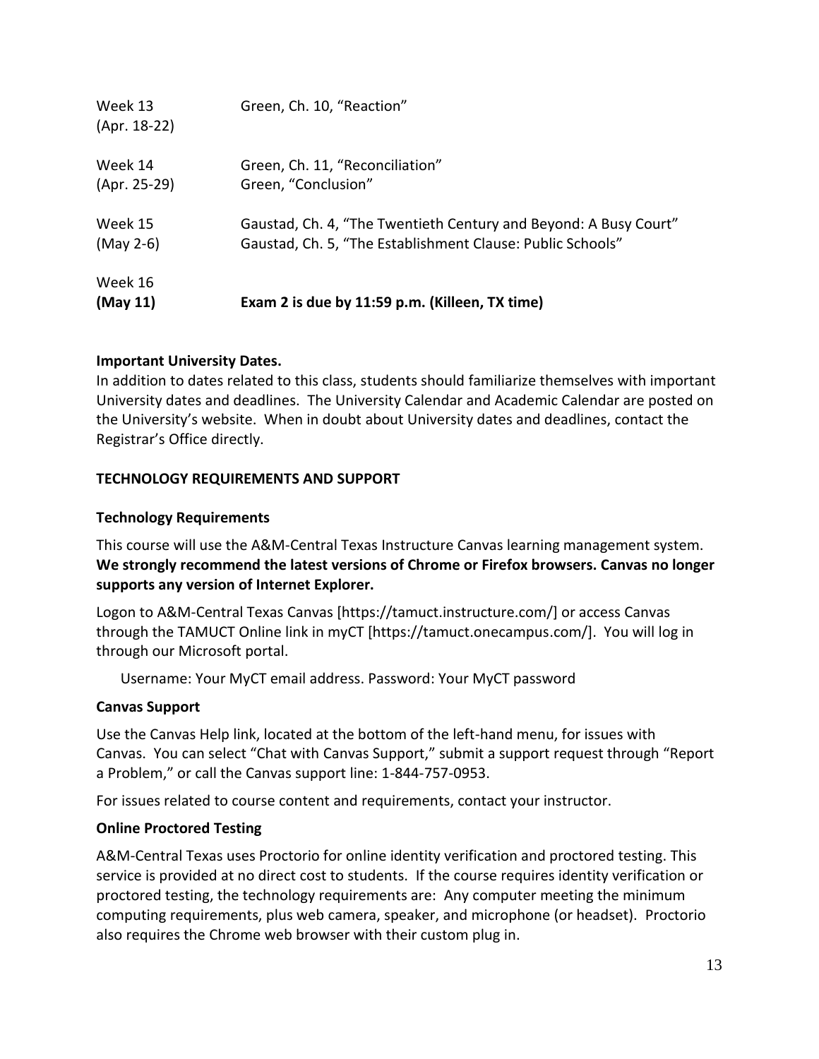| | |
|---|---|
| Week 13 (Apr. 18-22) | Green, Ch. 10, “Reaction” |
| Week 14 (Apr. 25-29) | Green, Ch. 11, “Reconciliation”<br>Green, “Conclusion” |
| Week 15 (May 2-6) | Gaustad, Ch. 4, “The Twentieth Century and Beyond: A Busy Court”<br>Gaustad, Ch. 5, “The Establishment Clause: Public Schools” |
| Week 16 **(May 11)** | **Exam 2 is due by 11:59 p.m. (Killeen, TX time)** |

**Important University Dates.**
In addition to dates related to this class, students should familiarize themselves with important University dates and deadlines. The University Calendar and Academic Calendar are posted on the University’s website. When in doubt about University dates and deadlines, contact the Registrar’s Office directly.

## TECHNOLOGY REQUIREMENTS AND SUPPORT

### Technology Requirements

This course will use the A&M-Central Texas Instructure Canvas learning management system. **We strongly recommend the latest versions of Chrome or Firefox browsers. Canvas no longer supports any version of Internet Explorer.**

Logon to A&M-Central Texas Canvas [https://tamuct.instructure.com/] or access Canvas through the TAMUCT Online link in myCT [https://tamuct.onecampus.com/]. You will log in through our Microsoft portal.

Username: Your MyCT email address. Password: Your MyCT password

### Canvas Support

Use the Canvas Help link, located at the bottom of the left-hand menu, for issues with Canvas. You can select “Chat with Canvas Support,” submit a support request through “Report a Problem,” or call the Canvas support line: 1-844-757-0953.

For issues related to course content and requirements, contact your instructor.

### Online Proctored Testing

A&M-Central Texas uses Proctorio for online identity verification and proctored testing. This service is provided at no direct cost to students. If the course requires identity verification or proctored testing, the technology requirements are: Any computer meeting the minimum computing requirements, plus web camera, speaker, and microphone (or headset). Proctorio also requires the Chrome web browser with their custom plug in.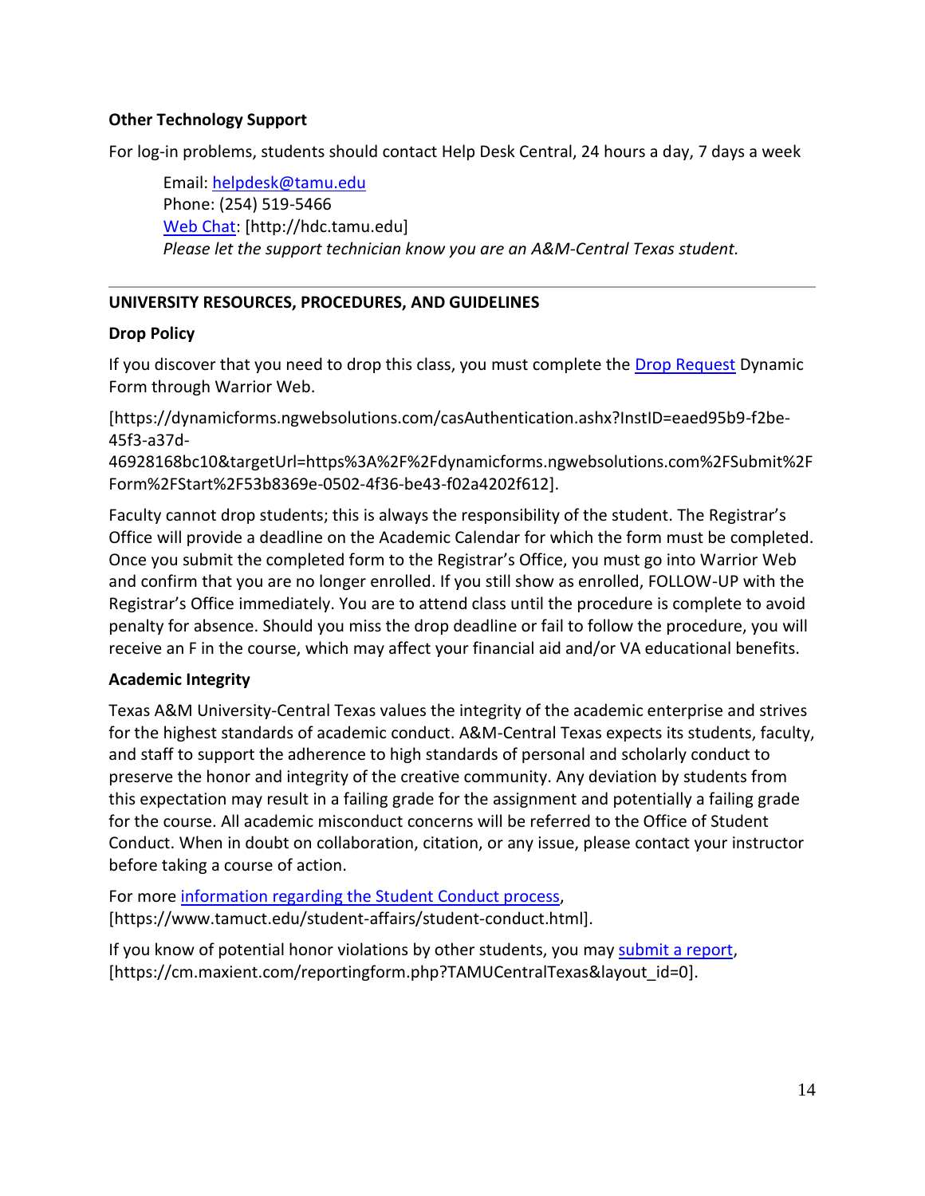**Other Technology Support**

For log-in problems, students should contact Help Desk Central, 24 hours a day, 7 days a week

> Email: helpdesk@tamu.edu
> Phone: (254) 519-5466
> Web Chat: [http://hdc.tamu.edu]
> *Please let the support technician know you are an A&M-Central Texas student.*

---

**UNIVERSITY RESOURCES, PROCEDURES, AND GUIDELINES**

**Drop Policy**

If you discover that you need to drop this class, you must complete the Drop Request Dynamic Form through Warrior Web.

[https://dynamicforms.ngwebsolutions.com/casAuthentication.ashx?InstID=eaed95b9-f2be-45f3-a37d-46928168bc10&targetUrl=https%3A%2F%2Fdynamicforms.ngwebsolutions.com%2FSubmit%2FForm%2FStart%2F53b8369e-0502-4f36-be43-f02a4202f612].

Faculty cannot drop students; this is always the responsibility of the student. The Registrar's Office will provide a deadline on the Academic Calendar for which the form must be completed. Once you submit the completed form to the Registrar's Office, you must go into Warrior Web and confirm that you are no longer enrolled. If you still show as enrolled, FOLLOW-UP with the Registrar's Office immediately. You are to attend class until the procedure is complete to avoid penalty for absence. Should you miss the drop deadline or fail to follow the procedure, you will receive an F in the course, which may affect your financial aid and/or VA educational benefits.

**Academic Integrity**

Texas A&M University-Central Texas values the integrity of the academic enterprise and strives for the highest standards of academic conduct. A&M-Central Texas expects its students, faculty, and staff to support the adherence to high standards of personal and scholarly conduct to preserve the honor and integrity of the creative community. Any deviation by students from this expectation may result in a failing grade for the assignment and potentially a failing grade for the course. All academic misconduct concerns will be referred to the Office of Student Conduct. When in doubt on collaboration, citation, or any issue, please contact your instructor before taking a course of action.

For more information regarding the Student Conduct process, [https://www.tamuct.edu/student-affairs/student-conduct.html].

If you know of potential honor violations by other students, you may submit a report, [https://cm.maxient.com/reportingform.php?TAMUCentralTexas&layout_id=0].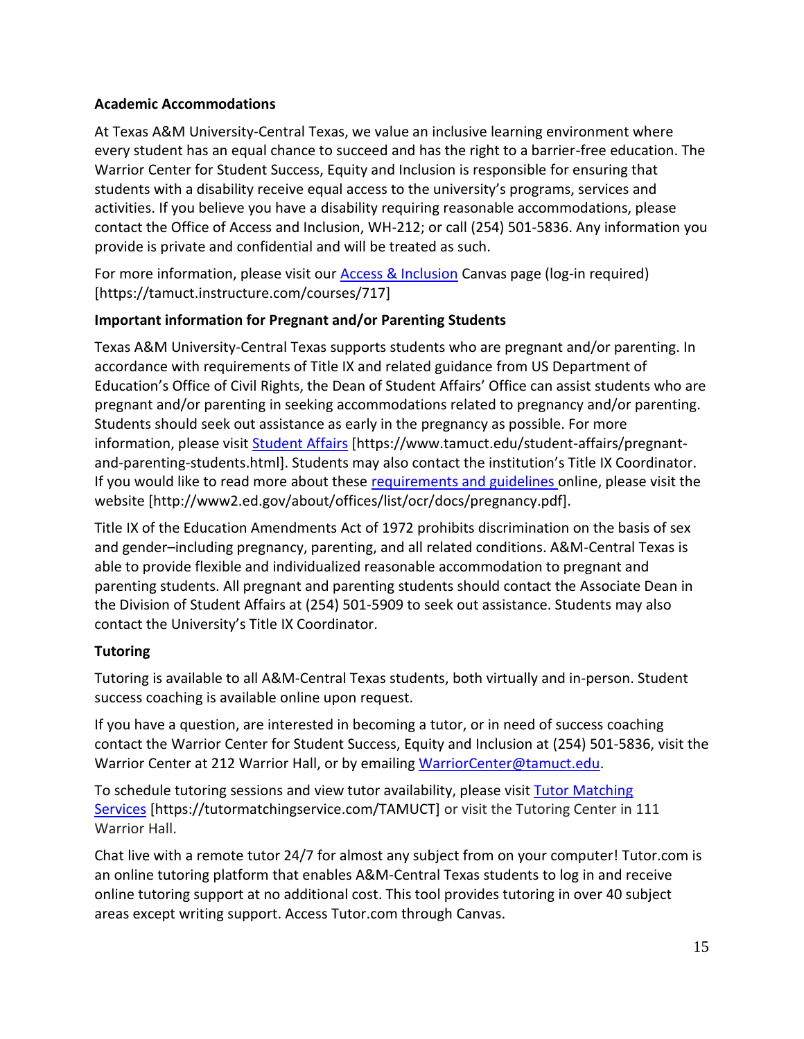**Academic Accommodations**

At Texas A&M University-Central Texas, we value an inclusive learning environment where every student has an equal chance to succeed and has the right to a barrier-free education. The Warrior Center for Student Success, Equity and Inclusion is responsible for ensuring that students with a disability receive equal access to the university's programs, services and activities. If you believe you have a disability requiring reasonable accommodations, please contact the Office of Access and Inclusion, WH-212; or call (254) 501-5836. Any information you provide is private and confidential and will be treated as such.

For more information, please visit our Access & Inclusion Canvas page (log-in required) [https://tamuct.instructure.com/courses/717]

**Important information for Pregnant and/or Parenting Students**

Texas A&M University-Central Texas supports students who are pregnant and/or parenting. In accordance with requirements of Title IX and related guidance from US Department of Education's Office of Civil Rights, the Dean of Student Affairs' Office can assist students who are pregnant and/or parenting in seeking accommodations related to pregnancy and/or parenting. Students should seek out assistance as early in the pregnancy as possible. For more information, please visit Student Affairs [https://www.tamuct.edu/student-affairs/pregnant-and-parenting-students.html]. Students may also contact the institution's Title IX Coordinator. If you would like to read more about these requirements and guidelines online, please visit the website [http://www2.ed.gov/about/offices/list/ocr/docs/pregnancy.pdf].

Title IX of the Education Amendments Act of 1972 prohibits discrimination on the basis of sex and gender–including pregnancy, parenting, and all related conditions. A&M-Central Texas is able to provide flexible and individualized reasonable accommodation to pregnant and parenting students. All pregnant and parenting students should contact the Associate Dean in the Division of Student Affairs at (254) 501-5909 to seek out assistance. Students may also contact the University's Title IX Coordinator.

**Tutoring**

Tutoring is available to all A&M-Central Texas students, both virtually and in-person. Student success coaching is available online upon request.

If you have a question, are interested in becoming a tutor, or in need of success coaching contact the Warrior Center for Student Success, Equity and Inclusion at (254) 501-5836, visit the Warrior Center at 212 Warrior Hall, or by emailing WarriorCenter@tamuct.edu.

To schedule tutoring sessions and view tutor availability, please visit Tutor Matching Services [https://tutormatchingservice.com/TAMUCT] or visit the Tutoring Center in 111 Warrior Hall.

Chat live with a remote tutor 24/7 for almost any subject from on your computer! Tutor.com is an online tutoring platform that enables A&M-Central Texas students to log in and receive online tutoring support at no additional cost. This tool provides tutoring in over 40 subject areas except writing support. Access Tutor.com through Canvas.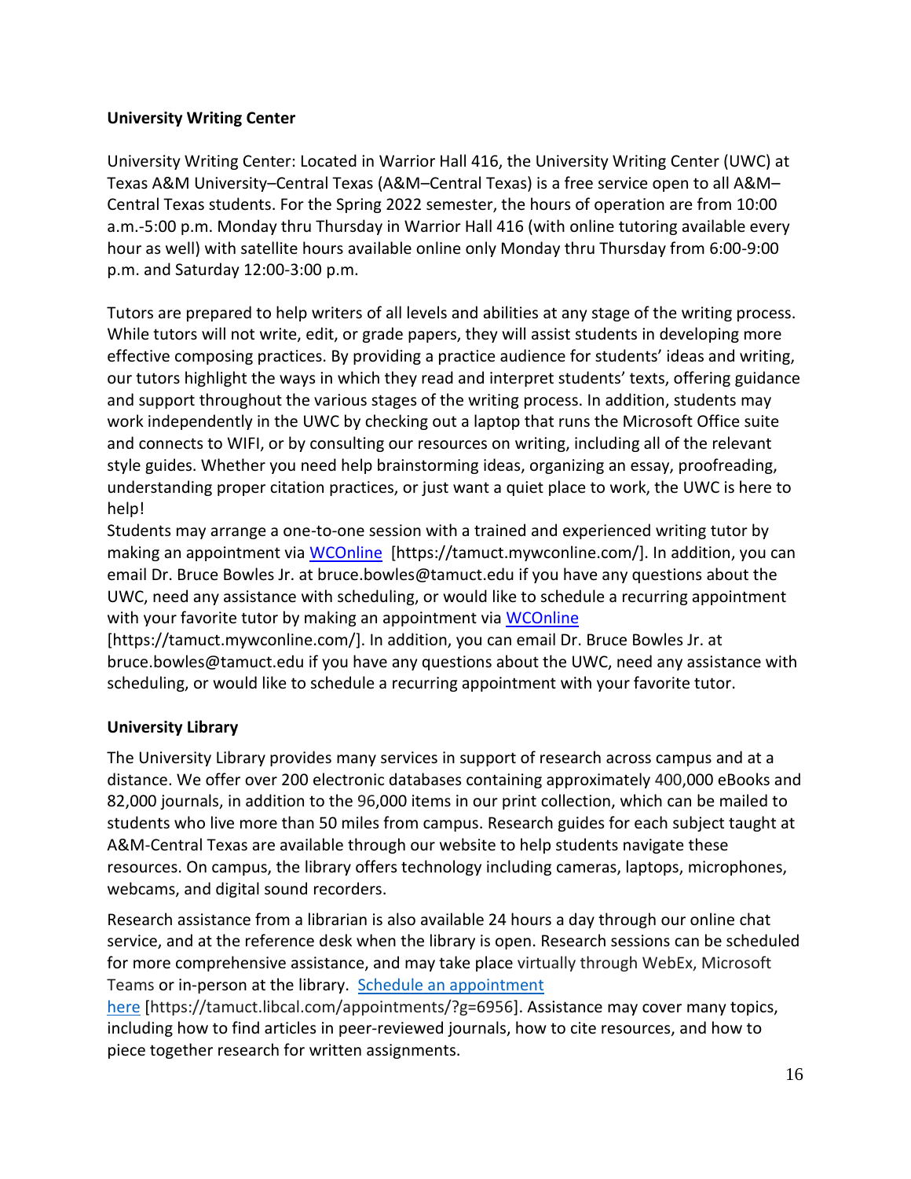**University Writing Center**

University Writing Center: Located in Warrior Hall 416, the University Writing Center (UWC) at Texas A&M University–Central Texas (A&M–Central Texas) is a free service open to all A&M–Central Texas students. For the Spring 2022 semester, the hours of operation are from 10:00 a.m.-5:00 p.m. Monday thru Thursday in Warrior Hall 416 (with online tutoring available every hour as well) with satellite hours available online only Monday thru Thursday from 6:00-9:00 p.m. and Saturday 12:00-3:00 p.m.

Tutors are prepared to help writers of all levels and abilities at any stage of the writing process. While tutors will not write, edit, or grade papers, they will assist students in developing more effective composing practices. By providing a practice audience for students' ideas and writing, our tutors highlight the ways in which they read and interpret students' texts, offering guidance and support throughout the various stages of the writing process. In addition, students may work independently in the UWC by checking out a laptop that runs the Microsoft Office suite and connects to WIFI, or by consulting our resources on writing, including all of the relevant style guides. Whether you need help brainstorming ideas, organizing an essay, proofreading, understanding proper citation practices, or just want a quiet place to work, the UWC is here to help!

Students may arrange a one-to-one session with a trained and experienced writing tutor by making an appointment via [WCOnline](https://tamuct.mywconline.com/) [https://tamuct.mywconline.com/]. In addition, you can email Dr. Bruce Bowles Jr. at bruce.bowles@tamuct.edu if you have any questions about the UWC, need any assistance with scheduling, or would like to schedule a recurring appointment with your favorite tutor by making an appointment via [WCOnline](https://tamuct.mywconline.com/) [https://tamuct.mywconline.com/]. In addition, you can email Dr. Bruce Bowles Jr. at bruce.bowles@tamuct.edu if you have any questions about the UWC, need any assistance with scheduling, or would like to schedule a recurring appointment with your favorite tutor.

**University Library**

The University Library provides many services in support of research across campus and at a distance. We offer over 200 electronic databases containing approximately 400,000 eBooks and 82,000 journals, in addition to the 96,000 items in our print collection, which can be mailed to students who live more than 50 miles from campus. Research guides for each subject taught at A&M-Central Texas are available through our website to help students navigate these resources. On campus, the library offers technology including cameras, laptops, microphones, webcams, and digital sound recorders.

Research assistance from a librarian is also available 24 hours a day through our online chat service, and at the reference desk when the library is open. Research sessions can be scheduled for more comprehensive assistance, and may take place virtually through WebEx, Microsoft Teams or in-person at the library. [Schedule an appointment here](https://tamuct.libcal.com/appointments/?g=6956) [https://tamuct.libcal.com/appointments/?g=6956]. Assistance may cover many topics, including how to find articles in peer-reviewed journals, how to cite resources, and how to piece together research for written assignments.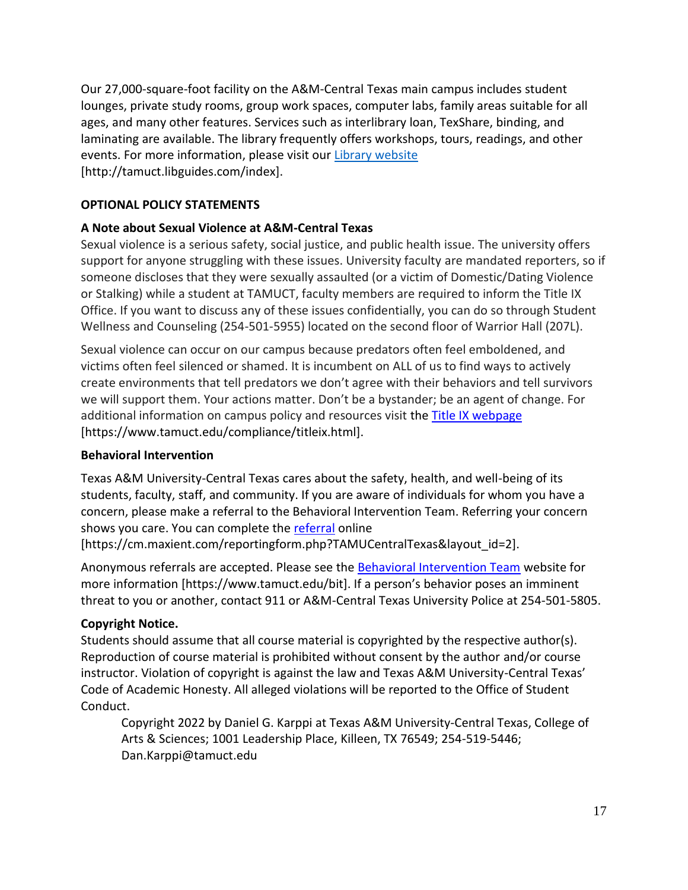Our 27,000-square-foot facility on the A&M-Central Texas main campus includes student lounges, private study rooms, group work spaces, computer labs, family areas suitable for all ages, and many other features. Services such as interlibrary loan, TexShare, binding, and laminating are available. The library frequently offers workshops, tours, readings, and other events. For more information, please visit our [Library website](http://tamuct.libguides.com/index) [http://tamuct.libguides.com/index].

**OPTIONAL POLICY STATEMENTS**

**A Note about Sexual Violence at A&M-Central Texas**

Sexual violence is a serious safety, social justice, and public health issue. The university offers support for anyone struggling with these issues. University faculty are mandated reporters, so if someone discloses that they were sexually assaulted (or a victim of Domestic/Dating Violence or Stalking) while a student at TAMUCT, faculty members are required to inform the Title IX Office. If you want to discuss any of these issues confidentially, you can do so through Student Wellness and Counseling (254-501-5955) located on the second floor of Warrior Hall (207L).

Sexual violence can occur on our campus because predators often feel emboldened, and victims often feel silenced or shamed. It is incumbent on ALL of us to find ways to actively create environments that tell predators we don't agree with their behaviors and tell survivors we will support them. Your actions matter. Don't be a bystander; be an agent of change. For additional information on campus policy and resources visit the [Title IX webpage](https://www.tamuct.edu/compliance/titleix.html) [https://www.tamuct.edu/compliance/titleix.html].

**Behavioral Intervention**

Texas A&M University-Central Texas cares about the safety, health, and well-being of its students, faculty, staff, and community. If you are aware of individuals for whom you have a concern, please make a referral to the Behavioral Intervention Team. Referring your concern shows you care. You can complete the [referral](https://cm.maxient.com/reportingform.php?TAMUCentralTexas&layout_id=2) online [https://cm.maxient.com/reportingform.php?TAMUCentralTexas&layout_id=2].

Anonymous referrals are accepted. Please see the [Behavioral Intervention Team](https://www.tamuct.edu/bit) website for more information [https://www.tamuct.edu/bit]. If a person's behavior poses an imminent threat to you or another, contact 911 or A&M-Central Texas University Police at 254-501-5805.

**Copyright Notice.**

Students should assume that all course material is copyrighted by the respective author(s). Reproduction of course material is prohibited without consent by the author and/or course instructor. Violation of copyright is against the law and Texas A&M University-Central Texas' Code of Academic Honesty. All alleged violations will be reported to the Office of Student Conduct.

> Copyright 2022 by Daniel G. Karppi at Texas A&M University-Central Texas, College of Arts & Sciences; 1001 Leadership Place, Killeen, TX 76549; 254-519-5446; Dan.Karppi@tamuct.edu